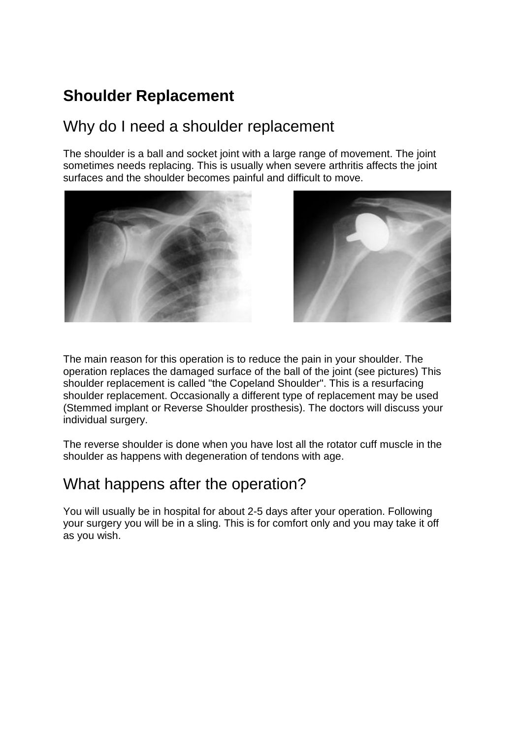# Shoulder Replacement

## Why do I need a shoulder replacement

The shoulder is a ball and socket joint with a large range of movement. The joint sometimes needs replacing. This is usually when severe arthritis affects the joint surfaces and the shoulder becomes painful and difficult to move.

The main reason for this operation is to reduce the pain in your shoulder. The operation replaces the damaged surface of the ball of the joint (see pictures) This shoulder replacement is called "the Copeland Shoulder". This is a resurfacing shoulder replacement. Occasionally a different type of replacement may be used (Stemmed implant or Reverse Shoulder prosthesis). The doctors will discuss your individual surgery.

The reverse shoulder is done when you have lost all the rotator cuff muscle in the shoulder as happens with degeneration of tendons with age.

## What happens after the operation?

You will usually be in hospital for about 2-5 days after your operation. Following your surgery you will be in a sling. This is for comfort only and you may take it off as you wish.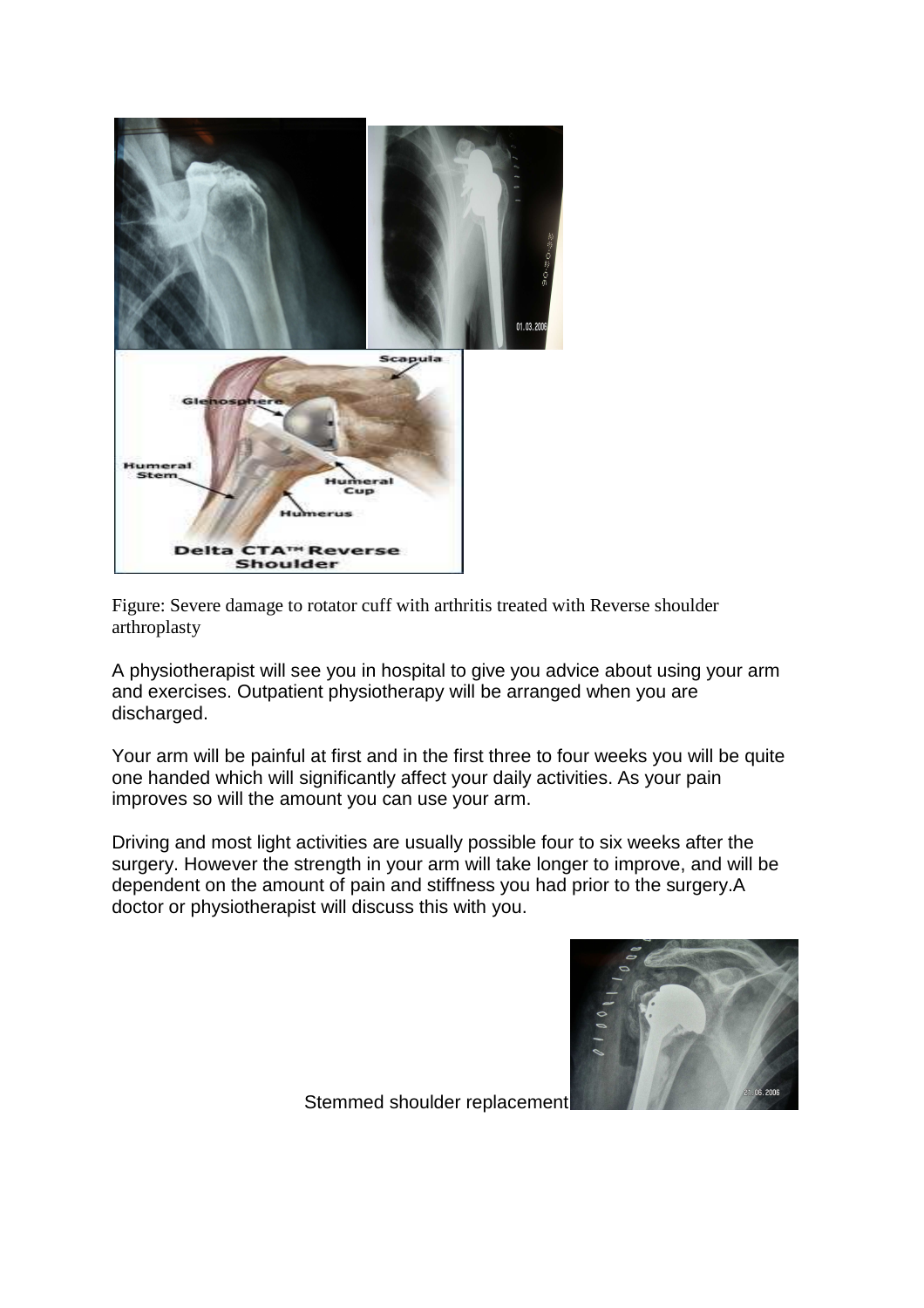Figure: Severe damage to rotator cuff with arthritis treated with Reverse shoulder arthroplasty

A physiotherapist will see you in hospital to give you advice about using your arm and exercises. Outpatient physiotherapy will be arranged when you are discharged.

Your arm will be painful at first and in the first three to four weeks you will be quite one handed which will significantly affect your daily activities. As your pain improves so will the amount you can use your arm.

Driving and most light activities are usually possible four to six weeks after the surgery. However the strength in your arm will take longer to improve, and will be dependent on the amount of pain and stiffness you had prior to the surgery.A doctor or physiotherapist will discuss this with you.

Stemmed shoulder replacement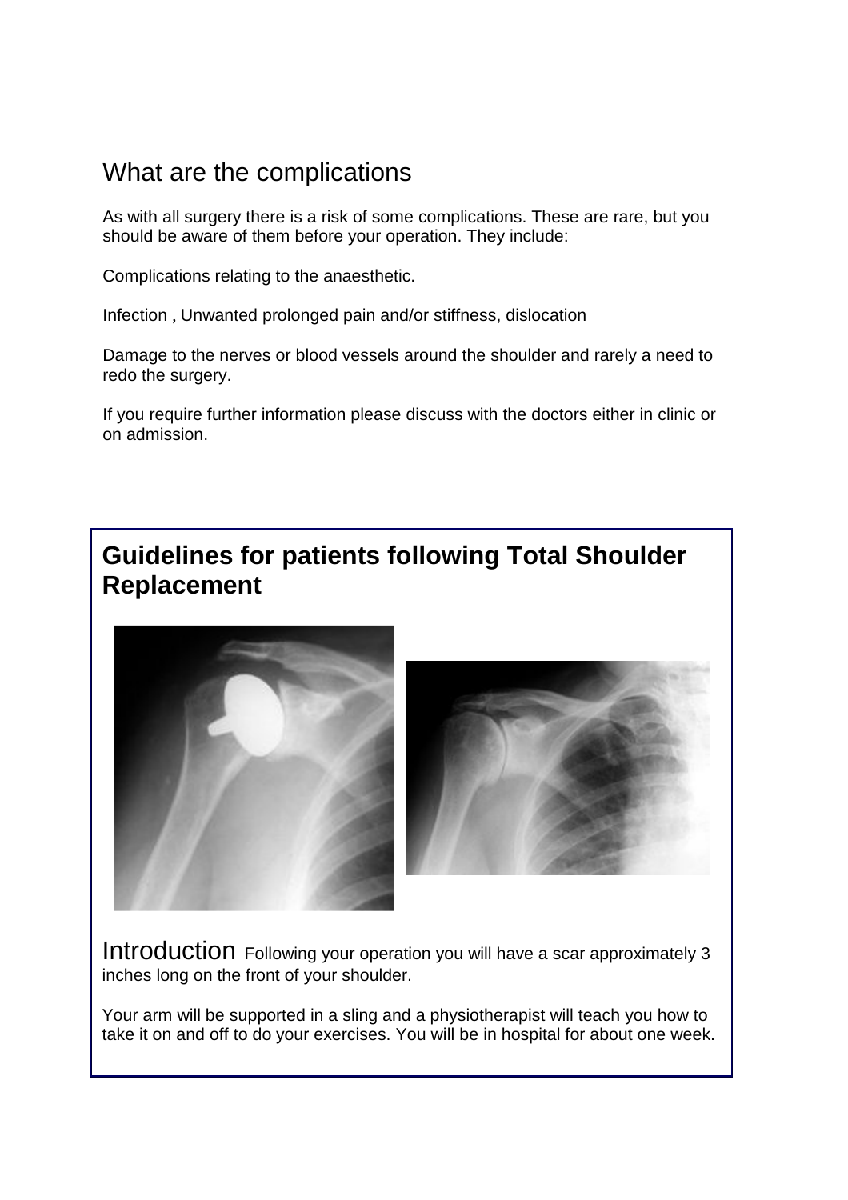## What are the complications

As with all surgery there is a risk of some complications. These are rare, but you should be aware of them before your operation. They include:

Complications relating to the anaesthetic.

Infection , Unwanted prolonged pain and/or stiffness, dislocation

Damage to the nerves or blood vessels around the shoulder and rarely a need to redo the surgery.

If you require further information please discuss with the doctors either in clinic or on admission.

# Guidelines for patients following Total Shoulder Replacement

## Introduction

Following your operation you will have a scar approximately 3 inches long on the front of your shoulder.

Your arm will be supported in a sling and a physiotherapist will teach you how to take it on and off to do your exercises. You will be in hospital for about one week.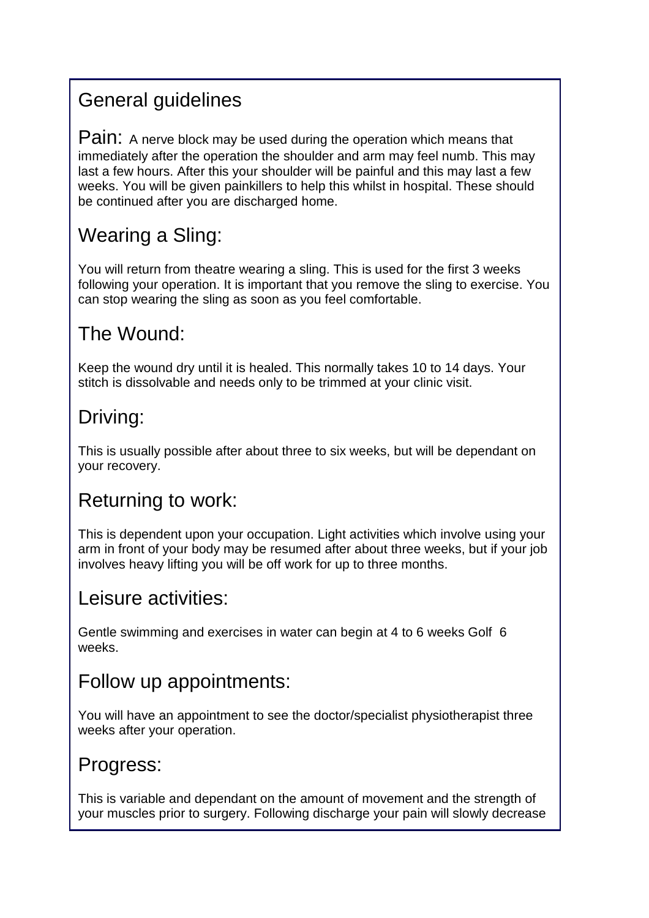## General guidelines

**Pain:** A nerve block may be used during the operation which means that immediately after the operation the shoulder and arm may feel numb. This may last a few hours. After this your shoulder will be painful and this may last a few weeks. You will be given painkillers to help this whilst in hospital. These should be continued after you are discharged home.

### Wearing a Sling:

You will return from theatre wearing a sling. This is used for the first 3 weeks following your operation. It is important that you remove the sling to exercise. You can stop wearing the sling as soon as you feel comfortable.

### The Wound:

Keep the wound dry until it is healed. This normally takes 10 to 14 days. Your stitch is dissolvable and needs only to be trimmed at your clinic visit.

### Driving:

This is usually possible after about three to six weeks, but will be dependant on your recovery.

### Returning to work:

This is dependent upon your occupation. Light activities which involve using your arm in front of your body may be resumed after about three weeks, but if your job involves heavy lifting you will be off work for up to three months.

### Leisure activities:

Gentle swimming and exercises in water can begin at 4 to 6 weeks Golf 6 weeks.

### Follow up appointments:

You will have an appointment to see the doctor/specialist physiotherapist three weeks after your operation.

### Progress:

This is variable and dependant on the amount of movement and the strength of your muscles prior to surgery. Following discharge your pain will slowly decrease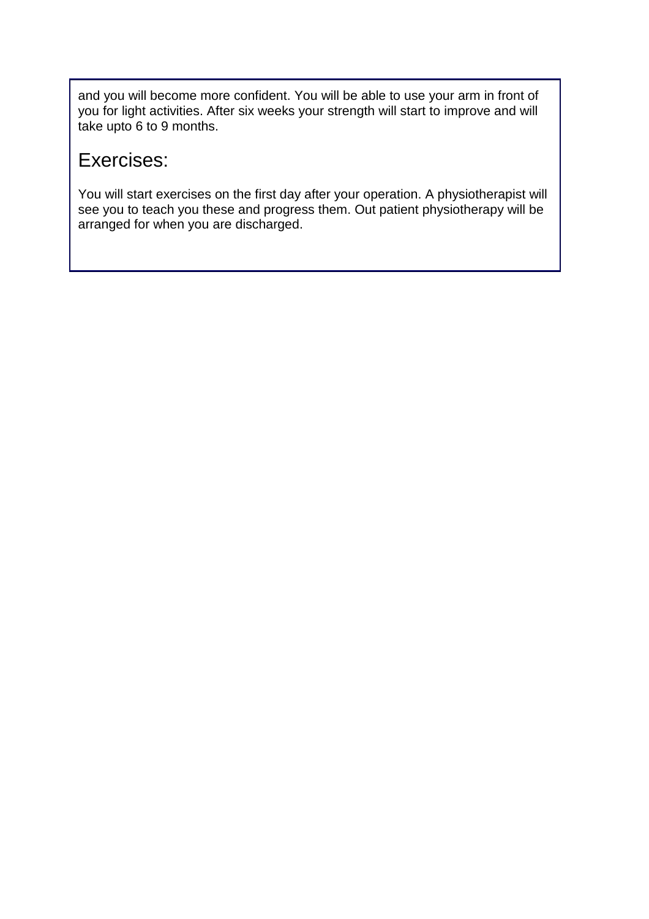and you will become more confident. You will be able to use your arm in front of you for light activities. After six weeks your strength will start to improve and will take upto 6 to 9 months.

## Exercises:

You will start exercises on the first day after your operation. A physiotherapist will see you to teach you these and progress them. Out patient physiotherapy will be arranged for when you are discharged.